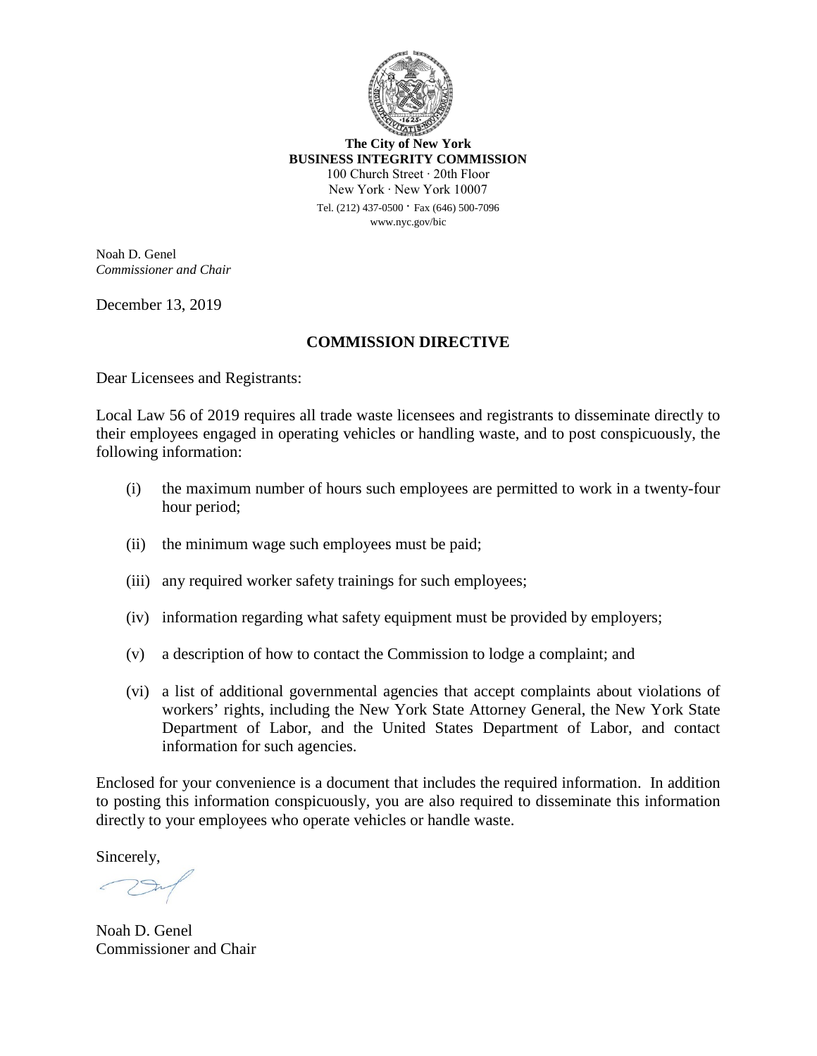**The City of New York**
**BUSINESS INTEGRITY COMMISSION**
100 Church Street · 20th Floor
New York · New York 10007
Tel. (212) 437-0500 · Fax (646) 500-7096
www.nyc.gov/bic

Noah D. Genel
*Commissioner and Chair*

December 13, 2019

## COMMISSION DIRECTIVE

Dear Licensees and Registrants:

Local Law 56 of 2019 requires all trade waste licensees and registrants to disseminate directly to their employees engaged in operating vehicles or handling waste, and to post conspicuously, the following information:

(i) the maximum number of hours such employees are permitted to work in a twenty-four hour period;

(ii) the minimum wage such employees must be paid;

(iii) any required worker safety trainings for such employees;

(iv) information regarding what safety equipment must be provided by employers;

(v) a description of how to contact the Commission to lodge a complaint; and

(vi) a list of additional governmental agencies that accept complaints about violations of workers' rights, including the New York State Attorney General, the New York State Department of Labor, and the United States Department of Labor, and contact information for such agencies.

Enclosed for your convenience is a document that includes the required information. In addition to posting this information conspicuously, you are also required to disseminate this information directly to your employees who operate vehicles or handle waste.

Sincerely,

Noah D. Genel
Commissioner and Chair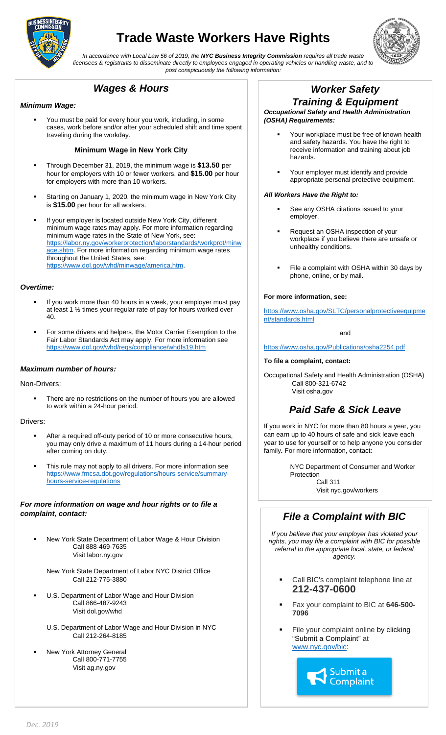# Trade Waste Workers Have Rights

*In accordance with Local Law 56 of 2019, the **NYC Business Integrity Commission** requires all trade waste licensees & registrants to disseminate directly to employees engaged in operating vehicles or handling waste, and to post conspicuously the following information:*

## *Wages & Hours*

### *Minimum Wage:*

- You must be paid for every hour you work, including, in some cases, work before and/or after your scheduled shift and time spent traveling during the workday.

**Minimum Wage in New York City**

- Through December 31, 2019, the minimum wage is **$13.50** per hour for employers with 10 or fewer workers, and **$15.00** per hour for employers with more than 10 workers.
- Starting on January 1, 2020, the minimum wage in New York City is **$15.00** per hour for all workers.
- If your employer is located outside New York City, different minimum wage rates may apply. For more information regarding minimum wage rates in the State of New York, see: https://labor.ny.gov/workerprotection/laborstandards/workprot/minwage.shtm. For more information regarding minimum wage rates throughout the United States, see: https://www.dol.gov/whd/minwage/america.htm.

### *Overtime:*

- If you work more than 40 hours in a week, your employer must pay at least 1 ½ times your regular rate of pay for hours worked over 40.
- For some drivers and helpers, the Motor Carrier Exemption to the Fair Labor Standards Act may apply. For more information see https://www.dol.gov/whd/regs/compliance/whdfs19.htm

### *Maximum number of hours:*

Non-Drivers:

- There are no restrictions on the number of hours you are allowed to work within a 24-hour period.

Drivers:

- After a required off-duty period of 10 or more consecutive hours, you may only drive a maximum of 11 hours during a 14-hour period after coming on duty.
- This rule may not apply to all drivers. For more information see https://www.fmcsa.dot.gov/regulations/hours-service/summary-hours-service-regulations

### *For more information on wage and hour rights or to file a complaint, contact:*

- New York State Department of Labor Wage & Hour Division
  Call 888-469-7635
  Visit labor.ny.gov

  New York State Department of Labor NYC District Office
  Call 212-775-3880

- U.S. Department of Labor Wage and Hour Division
  Call 866-487-9243
  Visit dol.gov/whd

  U.S. Department of Labor Wage and Hour Division in NYC
  Call 212-264-8185

- New York Attorney General
  Call 800-771-7755
  Visit ag.ny.gov

## *Worker Safety Training & Equipment*

### *Occupational Safety and Health Administration (OSHA) Requirements:*

- Your workplace must be free of known health and safety hazards. You have the right to receive information and training about job hazards.
- Your employer must identify and provide appropriate personal protective equipment.

### *All Workers Have the Right to:*

- See any OSHA citations issued to your employer.
- Request an OSHA inspection of your workplace if you believe there are unsafe or unhealthy conditions.
- File a complaint with OSHA within 30 days by phone, online, or by mail.

**For more information, see:**

https://www.osha.gov/SLTC/personalprotectiveequipment/standards.html

and

https://www.osha.gov/Publications/osha2254.pdf

**To file a complaint, contact:**

Occupational Safety and Health Administration (OSHA)
Call 800-321-6742
Visit osha.gov

## *Paid Safe & Sick Leave*

If you work in NYC for more than 80 hours a year, you can earn up to 40 hours of safe and sick leave each year to use for yourself or to help anyone you consider family**.** For more information, contact:

NYC Department of Consumer and Worker Protection
Call 311
Visit nyc.gov/workers

## *File a Complaint with BIC*

*If you believe that your employer has violated your rights, you may file a complaint with BIC for possible referral to the appropriate local, state, or federal agency.*

- Call BIC's complaint telephone line at **212-437-0600**
- Fax your complaint to BIC at **646-500-7096**
- File your complaint online by clicking "Submit a Complaint" at www.nyc.gov/bic:

Submit a Complaint

*Dec. 2019*